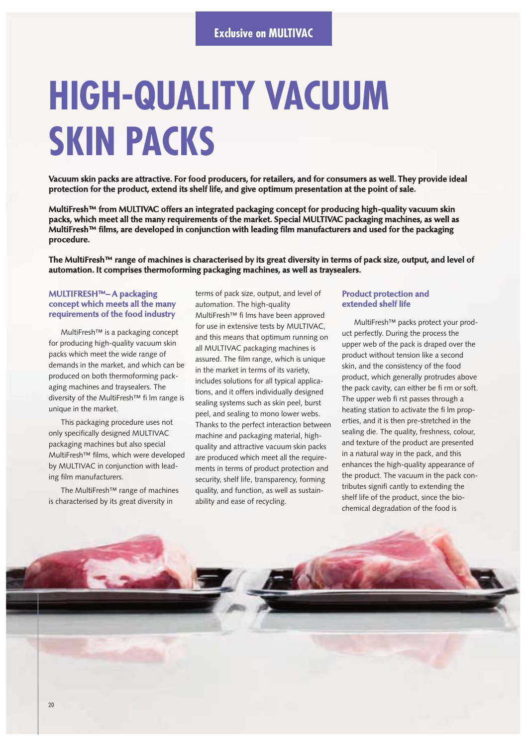Exclusive on MULTIVAC

# HIGH-QUALITY VACUUM SKIN PACKS

**Vacuum skin packs are attractive. For food producers, for retailers, and for consumers as well. They provide ideal protection for the product, extend its shelf life, and give optimum presentation at the point of sale.**

**MultiFresh™ from MULTIVAC offers an integrated packaging concept for producing high-quality vacuum skin packs, which meet all the many requirements of the market. Special MULTIVAC packaging machines, as well as MultiFresh™ films, are developed in conjunction with leading film manufacturers and used for the packaging procedure.**

**The MultiFresh™ range of machines is characterised by its great diversity in terms of pack size, output, and level of automation. It comprises thermoforming packaging machines, as well as traysealers.**

### MULTIFRESH™– A packaging concept which meets all the many requirements of the food industry

MultiFresh™ is a packaging concept for producing high-quality vacuum skin packs which meet the wide range of demands in the market, and which can be produced on both thermoforming packaging machines and traysealers. The diversity of the MultiFresh™ film range is unique in the market.

This packaging procedure uses not only specifically designed MULTIVAC packaging machines but also special MultiFresh™ films, which were developed by MULTIVAC in conjunction with leading film manufacturers.

The MultiFresh™ range of machines is characterised by its great diversity in terms of pack size, output, and level of automation. The high-quality MultiFresh™ films have been approved for use in extensive tests by MULTIVAC, and this means that optimum running on all MULTIVAC packaging machines is assured. The film range, which is unique in the market in terms of its variety, includes solutions for all typical applications, and it offers individually designed sealing systems such as skin peel, burst peel, and sealing to mono lower webs. Thanks to the perfect interaction between machine and packaging material, high-quality and attractive vacuum skin packs are produced which meet all the requirements in terms of product protection and security, shelf life, transparency, forming quality, and function, as well as sustainability and ease of recycling.

### Product protection and extended shelf life

MultiFresh™ packs protect your product perfectly. During the process the upper web of the pack is draped over the product without tension like a second skin, and the consistency of the food product, which generally protrudes above the pack cavity, can either be firm or soft. The upper web first passes through a heating station to activate the film properties, and it is then pre-stretched in the sealing die. The quality, freshness, colour, and texture of the product are presented in a natural way in the pack, and this enhances the high-quality appearance of the product. The vacuum in the pack contributes significantly to extending the shelf life of the product, since the biochemical degradation of the food is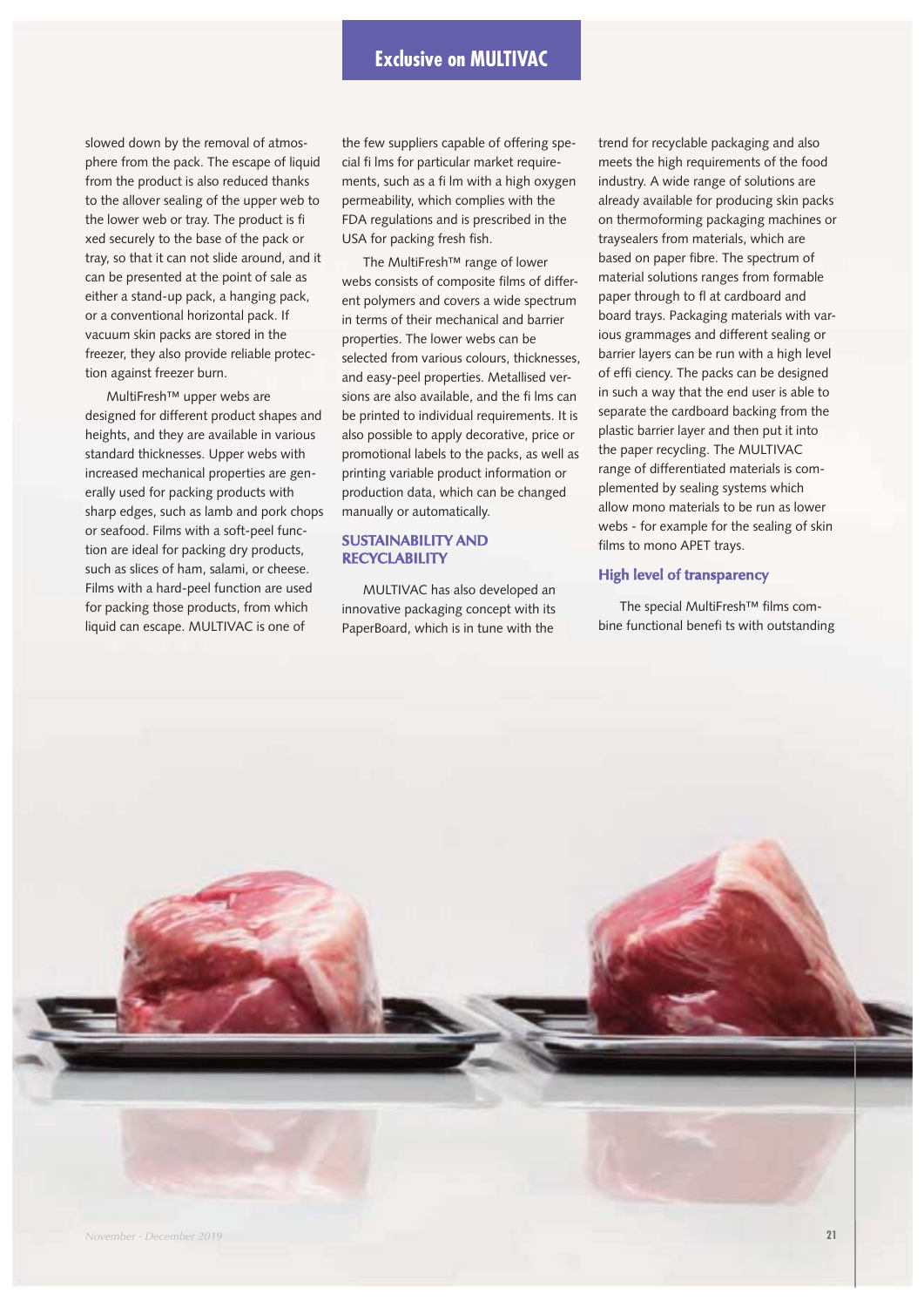slowed down by the removal of atmosphere from the pack. The escape of liquid from the product is also reduced thanks to the allover sealing of the upper web to the lower web or tray. The product is fixed securely to the base of the pack or tray, so that it can not slide around, and it can be presented at the point of sale as either a stand-up pack, a hanging pack, or a conventional horizontal pack. If vacuum skin packs are stored in the freezer, they also provide reliable protection against freezer burn.

MultiFresh™ upper webs are designed for different product shapes and heights, and they are available in various standard thicknesses. Upper webs with increased mechanical properties are generally used for packing products with sharp edges, such as lamb and pork chops or seafood. Films with a soft-peel function are ideal for packing dry products, such as slices of ham, salami, or cheese. Films with a hard-peel function are used for packing those products, from which liquid can escape. MULTIVAC is one of the few suppliers capable of offering special films for particular market requirements, such as a film with a high oxygen permeability, which complies with the FDA regulations and is prescribed in the USA for packing fresh fish.

The MultiFresh™ range of lower webs consists of composite films of different polymers and covers a wide spectrum in terms of their mechanical and barrier properties. The lower webs can be selected from various colours, thicknesses, and easy-peel properties. Metallised versions are also available, and the films can be printed to individual requirements. It is also possible to apply decorative, price or promotional labels to the packs, as well as printing variable product information or production data, which can be changed manually or automatically.

## SUSTAINABILITY AND RECYCLABILITY

MULTIVAC has also developed an innovative packaging concept with its PaperBoard, which is in tune with the trend for recyclable packaging and also meets the high requirements of the food industry. A wide range of solutions are already available for producing skin packs on thermoforming packaging machines or traysealers from materials, which are based on paper fibre. The spectrum of material solutions ranges from formable paper through to flat cardboard and board trays. Packaging materials with various grammages and different sealing or barrier layers can be run with a high level of efficiency. The packs can be designed in such a way that the end user is able to separate the cardboard backing from the plastic barrier layer and then put it into the paper recycling. The MULTIVAC range of differentiated materials is complemented by sealing systems which allow mono materials to be run as lower webs - for example for the sealing of skin films to mono APET trays.

## High level of transparency

The special MultiFresh™ films combine functional benefits with outstanding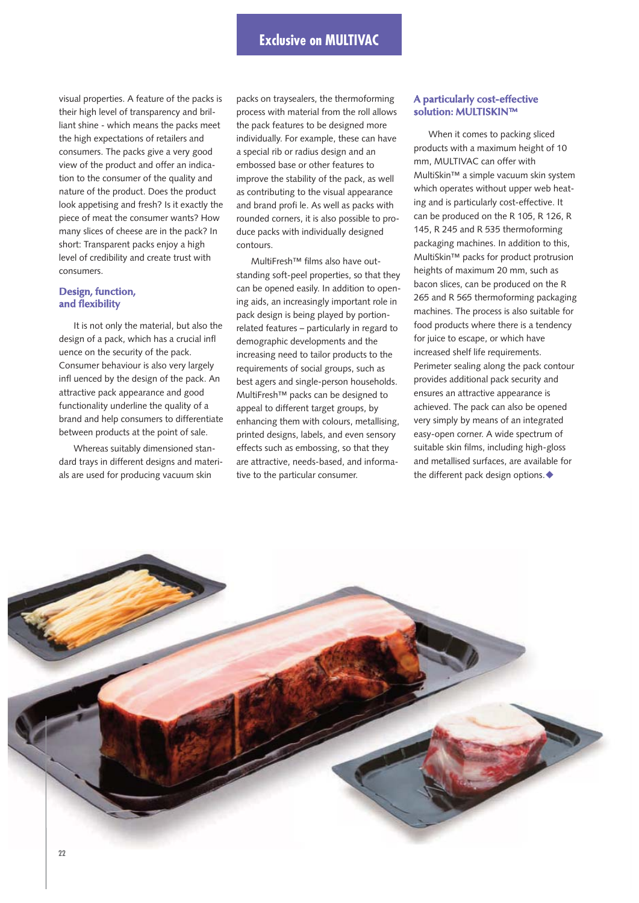visual properties. A feature of the packs is their high level of transparency and brilliant shine - which means the packs meet the high expectations of retailers and consumers. The packs give a very good view of the product and offer an indication to the consumer of the quality and nature of the product. Does the product look appetising and fresh? Is it exactly the piece of meat the consumer wants? How many slices of cheese are in the pack? In short: Transparent packs enjoy a high level of credibility and create trust with consumers.

## Design, function, and flexibility

It is not only the material, but also the design of a pack, which has a crucial infl uence on the security of the pack. Consumer behaviour is also very largely infl uenced by the design of the pack. An attractive pack appearance and good functionality underline the quality of a brand and help consumers to differentiate between products at the point of sale.

Whereas suitably dimensioned standard trays in different designs and materials are used for producing vacuum skin packs on traysealers, the thermoforming process with material from the roll allows the pack features to be designed more individually. For example, these can have a special rib or radius design and an embossed base or other features to improve the stability of the pack, as well as contributing to the visual appearance and brand profi le. As well as packs with rounded corners, it is also possible to produce packs with individually designed contours.

MultiFresh™ films also have outstanding soft-peel properties, so that they can be opened easily. In addition to opening aids, an increasingly important role in pack design is being played by portion-related features – particularly in regard to demographic developments and the increasing need to tailor products to the requirements of social groups, such as best agers and single-person households. MultiFresh™ packs can be designed to appeal to different target groups, by enhancing them with colours, metallising, printed designs, labels, and even sensory effects such as embossing, so that they are attractive, needs-based, and informative to the particular consumer.

## A particularly cost-effective solution: MULTISKIN™

When it comes to packing sliced products with a maximum height of 10 mm, MULTIVAC can offer with MultiSkin™ a simple vacuum skin system which operates without upper web heating and is particularly cost-effective. It can be produced on the R 105, R 126, R 145, R 245 and R 535 thermoforming packaging machines. In addition to this, MultiSkin™ packs for product protrusion heights of maximum 20 mm, such as bacon slices, can be produced on the R 265 and R 565 thermoforming packaging machines. The process is also suitable for food products where there is a tendency for juice to escape, or which have increased shelf life requirements. Perimeter sealing along the pack contour provides additional pack security and ensures an attractive appearance is achieved. The pack can also be opened very simply by means of an integrated easy-open corner. A wide spectrum of suitable skin films, including high-gloss and metallised surfaces, are available for the different pack design options.◆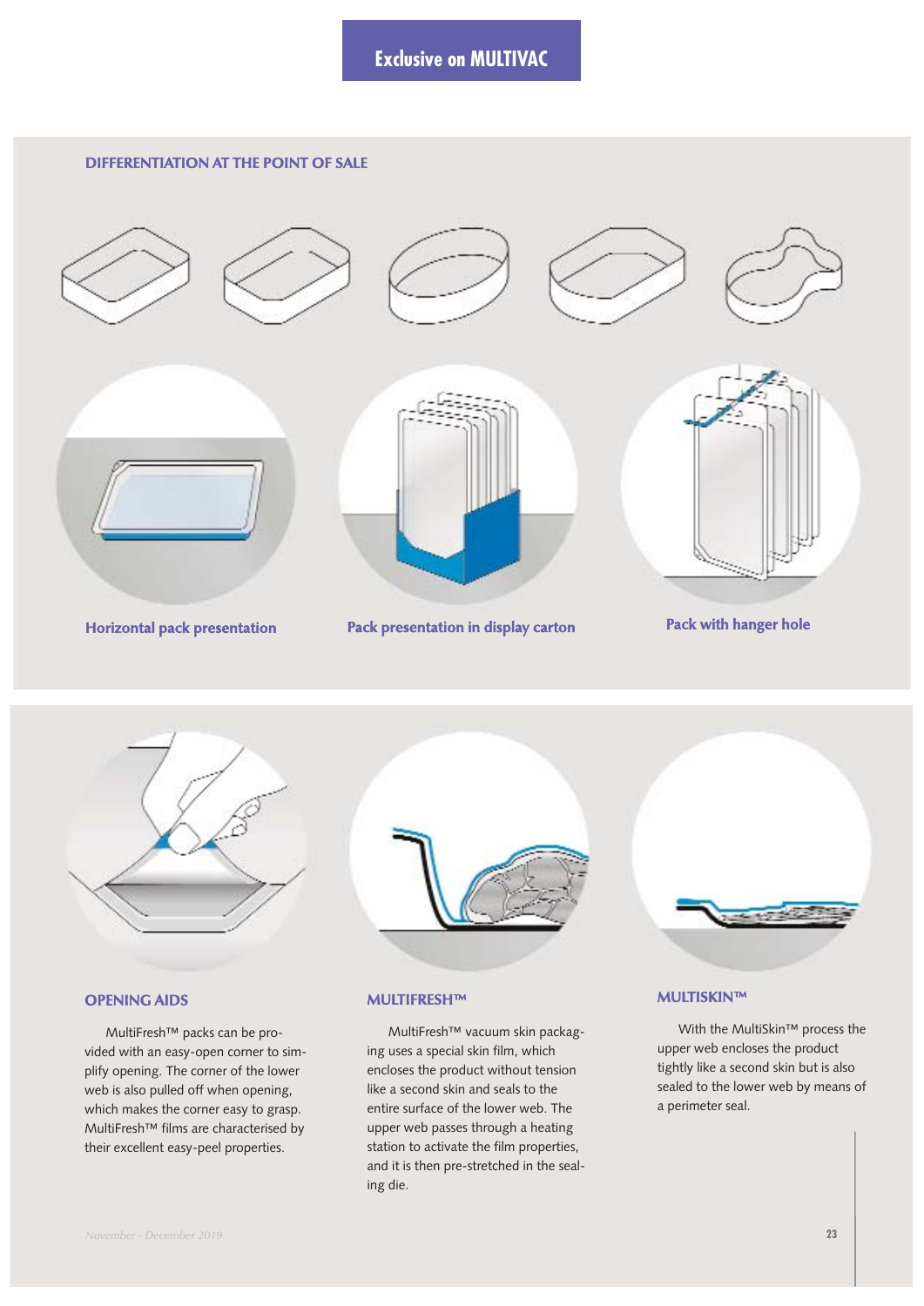**Exclusive on MULTIVAC**

## DIFFERENTIATION AT THE POINT OF SALE

Horizontal pack presentation

Pack presentation in display carton

Pack with hanger hole

### OPENING AIDS

MultiFresh™ packs can be provided with an easy-open corner to simplify opening. The corner of the lower web is also pulled off when opening, which makes the corner easy to grasp. MultiFresh™ films are characterised by their excellent easy-peel properties.

### MULTIFRESH™

MultiFresh™ vacuum skin packaging uses a special skin film, which encloses the product without tension like a second skin and seals to the entire surface of the lower web. The upper web passes through a heating station to activate the film properties, and it is then pre-stretched in the sealing die.

### MULTISKIN™

With the MultiSkin™ process the upper web encloses the product tightly like a second skin but is also sealed to the lower web by means of a perimeter seal.